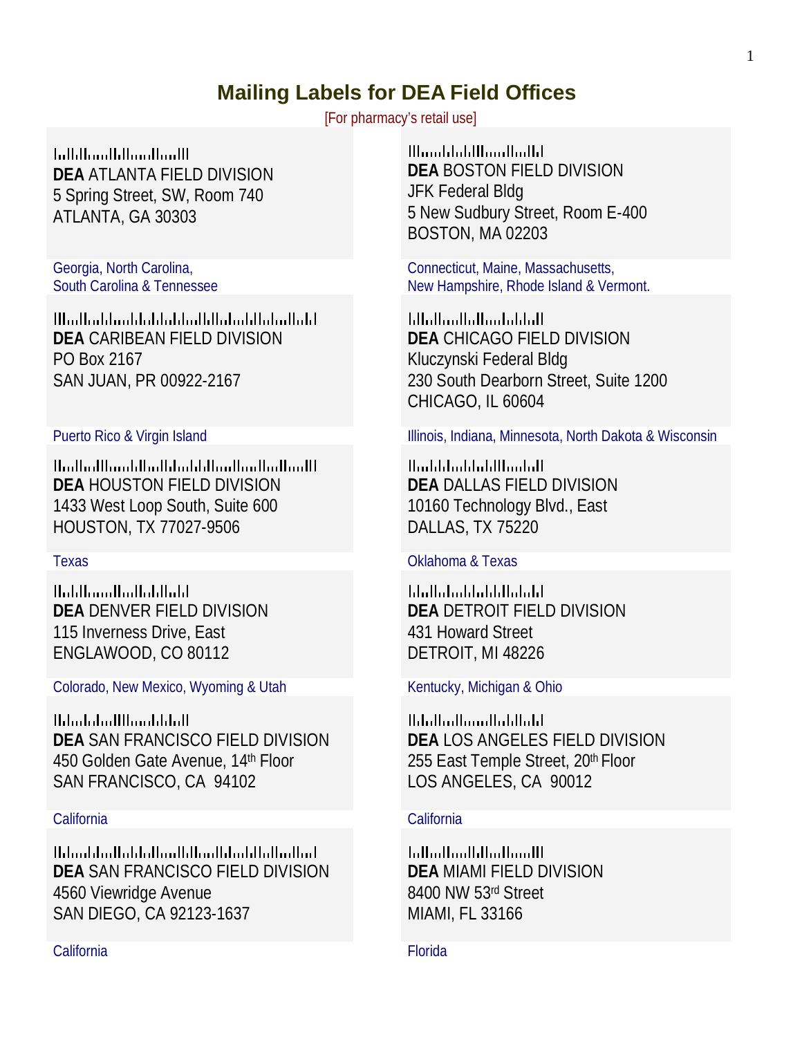# Mailing Labels for DEA Field Offices

[For pharmacy's retail use]

**DEA** ATLANTA FIELD DIVISION
5 Spring Street, SW, Room 740
ATLANTA, GA 30303

Georgia, North Carolina,
South Carolina & Tennessee

**DEA** BOSTON FIELD DIVISION
JFK Federal Bldg
5 New Sudbury Street, Room E-400
BOSTON, MA 02203

Connecticut, Maine, Massachusetts,
New Hampshire, Rhode Island & Vermont.

**DEA** CARIBEAN FIELD DIVISION
PO Box 2167
SAN JUAN, PR 00922-2167

Puerto Rico & Virgin Island

**DEA** CHICAGO FIELD DIVISION
Kluczynski Federal Bldg
230 South Dearborn Street, Suite 1200
CHICAGO, IL 60604

Illinois, Indiana, Minnesota, North Dakota & Wisconsin

**DEA** HOUSTON FIELD DIVISION
1433 West Loop South, Suite 600
HOUSTON, TX 77027-9506

Texas

**DEA** DALLAS FIELD DIVISION
10160 Technology Blvd., East
DALLAS, TX 75220

Oklahoma & Texas

**DEA** DENVER FIELD DIVISION
115 Inverness Drive, East
ENGLAWOOD, CO 80112

Colorado, New Mexico, Wyoming & Utah

**DEA** DETROIT FIELD DIVISION
431 Howard Street
DETROIT, MI 48226

Kentucky, Michigan & Ohio

**DEA** SAN FRANCISCO FIELD DIVISION
450 Golden Gate Avenue, 14th Floor
SAN FRANCISCO, CA 94102

California

**DEA** LOS ANGELES FIELD DIVISION
255 East Temple Street, 20th Floor
LOS ANGELES, CA 90012

California

**DEA** SAN FRANCISCO FIELD DIVISION
4560 Viewridge Avenue
SAN DIEGO, CA 92123-1637

California

**DEA** MIAMI FIELD DIVISION
8400 NW 53rd Street
MIAMI, FL 33166

Florida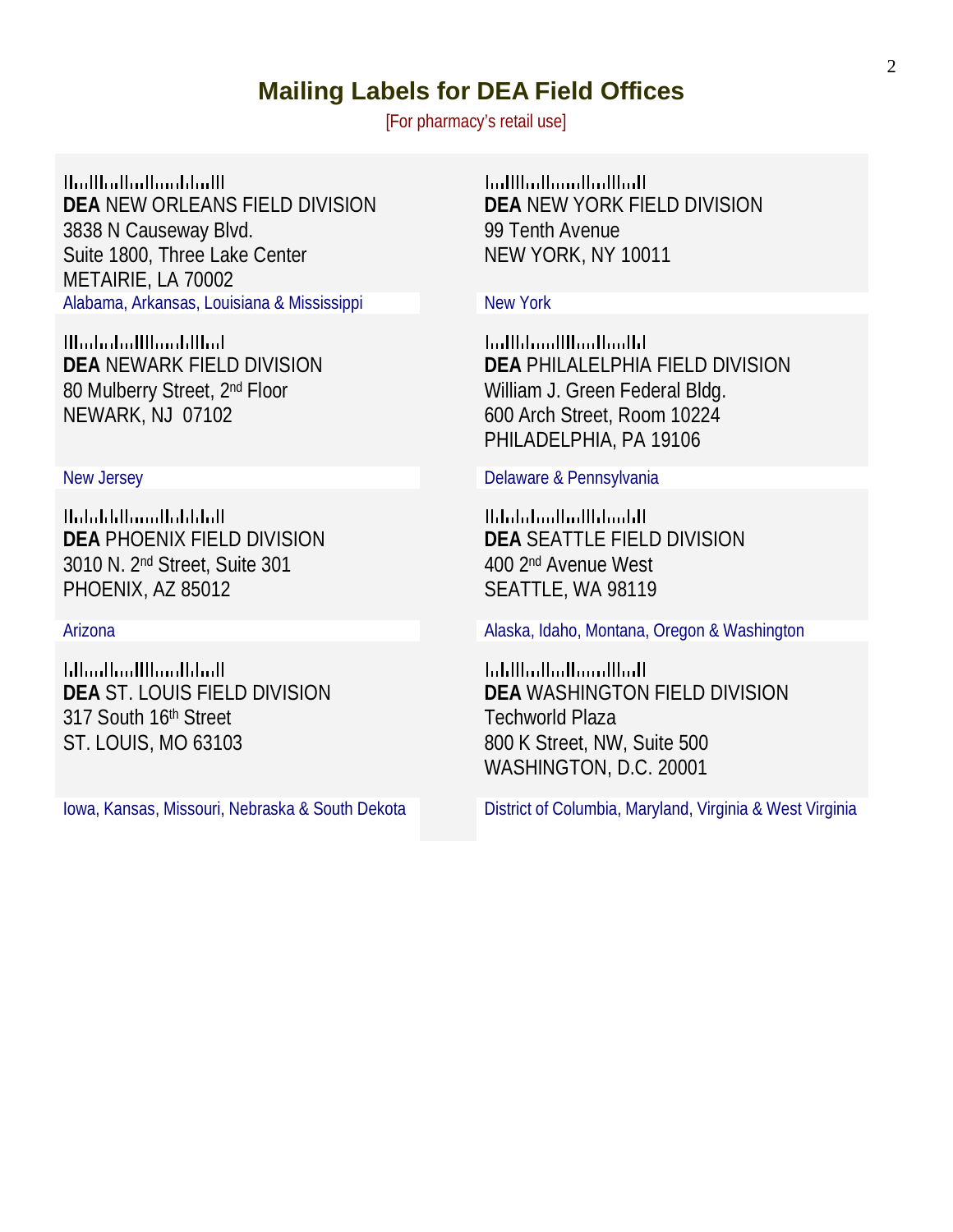# Mailing Labels for DEA Field Offices

[For pharmacy's retail use]

**DEA** NEW ORLEANS FIELD DIVISION
3838 N Causeway Blvd.
Suite 1800, Three Lake Center
METAIRIE, LA 70002

Alabama, Arkansas, Louisiana & Mississippi

**DEA** NEW YORK FIELD DIVISION
99 Tenth Avenue
NEW YORK, NY 10011

New York

**DEA** NEWARK FIELD DIVISION
80 Mulberry Street, 2nd Floor
NEWARK, NJ 07102

New Jersey

**DEA** PHILALELPHIA FIELD DIVISION
William J. Green Federal Bldg.
600 Arch Street, Room 10224
PHILADELPHIA, PA 19106

Delaware & Pennsylvania

**DEA** PHOENIX FIELD DIVISION
3010 N. 2nd Street, Suite 301
PHOENIX, AZ 85012

Arizona

**DEA** SEATTLE FIELD DIVISION
400 2nd Avenue West
SEATTLE, WA 98119

Alaska, Idaho, Montana, Oregon & Washington

**DEA** ST. LOUIS FIELD DIVISION
317 South 16th Street
ST. LOUIS, MO 63103

Iowa, Kansas, Missouri, Nebraska & South Dekota

**DEA** WASHINGTON FIELD DIVISION
Techworld Plaza
800 K Street, NW, Suite 500
WASHINGTON, D.C. 20001

District of Columbia, Maryland, Virginia & West Virginia